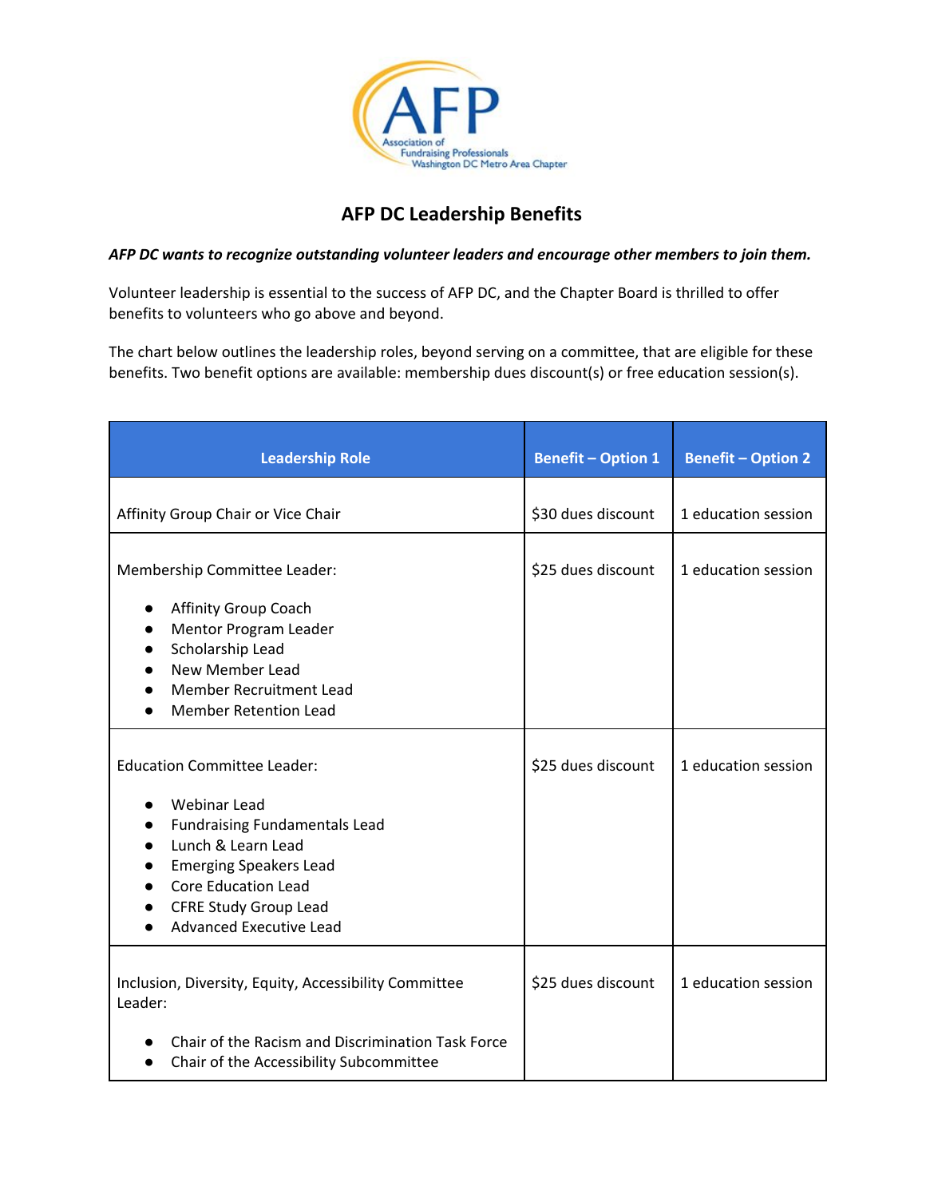# AFP DC Leadership Benefits

***AFP DC wants to recognize outstanding volunteer leaders and encourage other members to join them.***

Volunteer leadership is essential to the success of AFP DC, and the Chapter Board is thrilled to offer benefits to volunteers who go above and beyond.

The chart below outlines the leadership roles, beyond serving on a committee, that are eligible for these benefits. Two benefit options are available: membership dues discount(s) or free education session(s).

| Leadership Role | Benefit – Option 1 | Benefit – Option 2 |
|---|---|---|
| Affinity Group Chair or Vice Chair | $30 dues discount | 1 education session |
| Membership Committee Leader:<br>• Affinity Group Coach<br>• Mentor Program Leader<br>• Scholarship Lead<br>• New Member Lead<br>• Member Recruitment Lead<br>• Member Retention Lead | $25 dues discount | 1 education session |
| Education Committee Leader:<br>• Webinar Lead<br>• Fundraising Fundamentals Lead<br>• Lunch & Learn Lead<br>• Emerging Speakers Lead<br>• Core Education Lead<br>• CFRE Study Group Lead<br>• Advanced Executive Lead | $25 dues discount | 1 education session |
| Inclusion, Diversity, Equity, Accessibility Committee Leader:<br>• Chair of the Racism and Discrimination Task Force<br>• Chair of the Accessibility Subcommittee | $25 dues discount | 1 education session |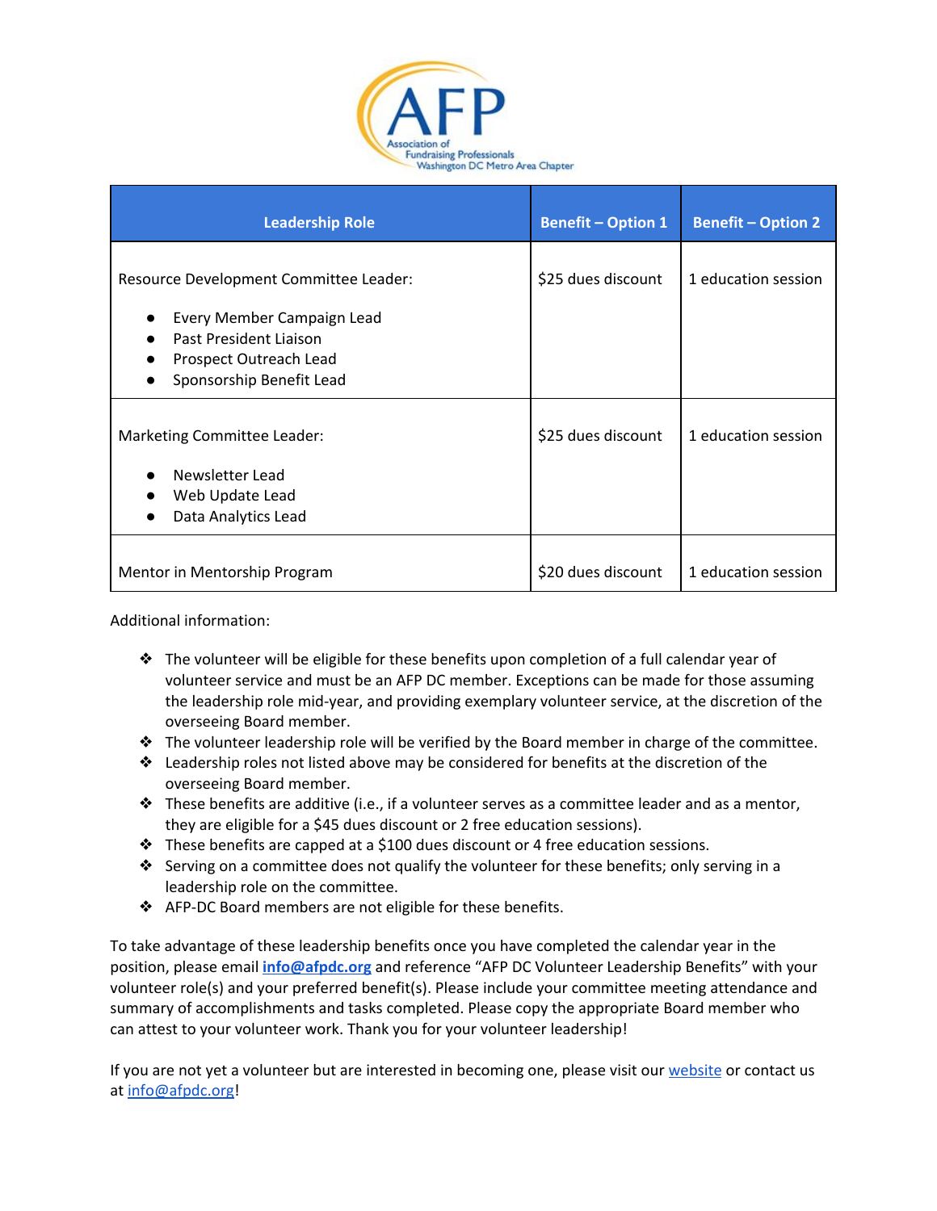| Leadership Role | Benefit – Option 1 | Benefit – Option 2 |
|---|---|---|
| Resource Development Committee Leader:<br>• Every Member Campaign Lead<br>• Past President Liaison<br>• Prospect Outreach Lead<br>• Sponsorship Benefit Lead | $25 dues discount | 1 education session |
| Marketing Committee Leader:<br>• Newsletter Lead<br>• Web Update Lead<br>• Data Analytics Lead | $25 dues discount | 1 education session |
| Mentor in Mentorship Program | $20 dues discount | 1 education session |

Additional information:

- The volunteer will be eligible for these benefits upon completion of a full calendar year of volunteer service and must be an AFP DC member. Exceptions can be made for those assuming the leadership role mid-year, and providing exemplary volunteer service, at the discretion of the overseeing Board member.
- The volunteer leadership role will be verified by the Board member in charge of the committee.
- Leadership roles not listed above may be considered for benefits at the discretion of the overseeing Board member.
- These benefits are additive (i.e., if a volunteer serves as a committee leader and as a mentor, they are eligible for a $45 dues discount or 2 free education sessions).
- These benefits are capped at a $100 dues discount or 4 free education sessions.
- Serving on a committee does not qualify the volunteer for these benefits; only serving in a leadership role on the committee.
- AFP-DC Board members are not eligible for these benefits.

To take advantage of these leadership benefits once you have completed the calendar year in the position, please email **info@afpdc.org** and reference "AFP DC Volunteer Leadership Benefits" with your volunteer role(s) and your preferred benefit(s). Please include your committee meeting attendance and summary of accomplishments and tasks completed. Please copy the appropriate Board member who can attest to your volunteer work. Thank you for your volunteer leadership!

If you are not yet a volunteer but are interested in becoming one, please visit our website or contact us at info@afpdc.org!